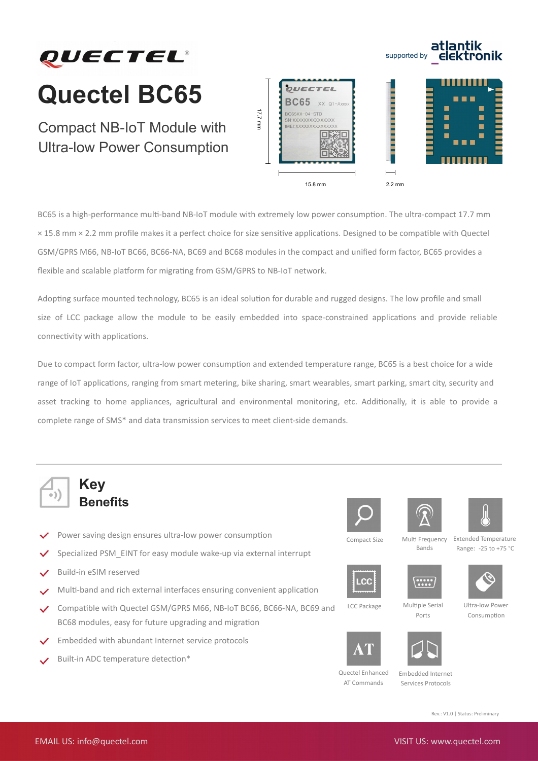# Quectel BC65

supported by atlantik elektronik

## Compact NB-IoT Module with Ultra-low Power Consumption

17.7 mm

15.8 mm

2.2 mm

BC65 is a high-performance multi-band NB-IoT module with extremely low power consumption. The ultra-compact 17.7 mm × 15.8 mm × 2.2 mm profile makes it a perfect choice for size sensitive applications. Designed to be compatible with Quectel GSM/GPRS M66, NB-IoT BC66, BC66-NA, BC69 and BC68 modules in the compact and unified form factor, BC65 provides a flexible and scalable platform for migrating from GSM/GPRS to NB-IoT network.

Adopting surface mounted technology, BC65 is an ideal solution for durable and rugged designs. The low profile and small size of LCC package allow the module to be easily embedded into space-constrained applications and provide reliable connectivity with applications.

Due to compact form factor, ultra-low power consumption and extended temperature range, BC65 is a best choice for a wide range of IoT applications, ranging from smart metering, bike sharing, smart wearables, smart parking, smart city, security and asset tracking to home appliances, agricultural and environmental monitoring, etc. Additionally, it is able to provide a complete range of SMS* and data transmission services to meet client-side demands.

## Key Benefits

- Power saving design ensures ultra-low power consumption
- Specialized PSM_EINT for easy module wake-up via external interrupt
- Build-in eSIM reserved
- Multi-band and rich external interfaces ensuring convenient application
- Compatible with Quectel GSM/GPRS M66, NB-IoT BC66, BC66-NA, BC69 and BC68 modules, easy for future upgrading and migration
- Embedded with abundant Internet service protocols
- Built-in ADC temperature detection*

- Compact Size
- Multi Frequency Bands
- Extended Temperature Range: -25 to +75 °C
- LCC Package
- Multiple Serial Ports
- Ultra-low Power Consumption
- Quectel Enhanced AT Commands
- Embedded Internet Services Protocols

Rev.: V1.0 | Status: Preliminary

EMAIL US: info@quectel.com

VISIT US: www.quectel.com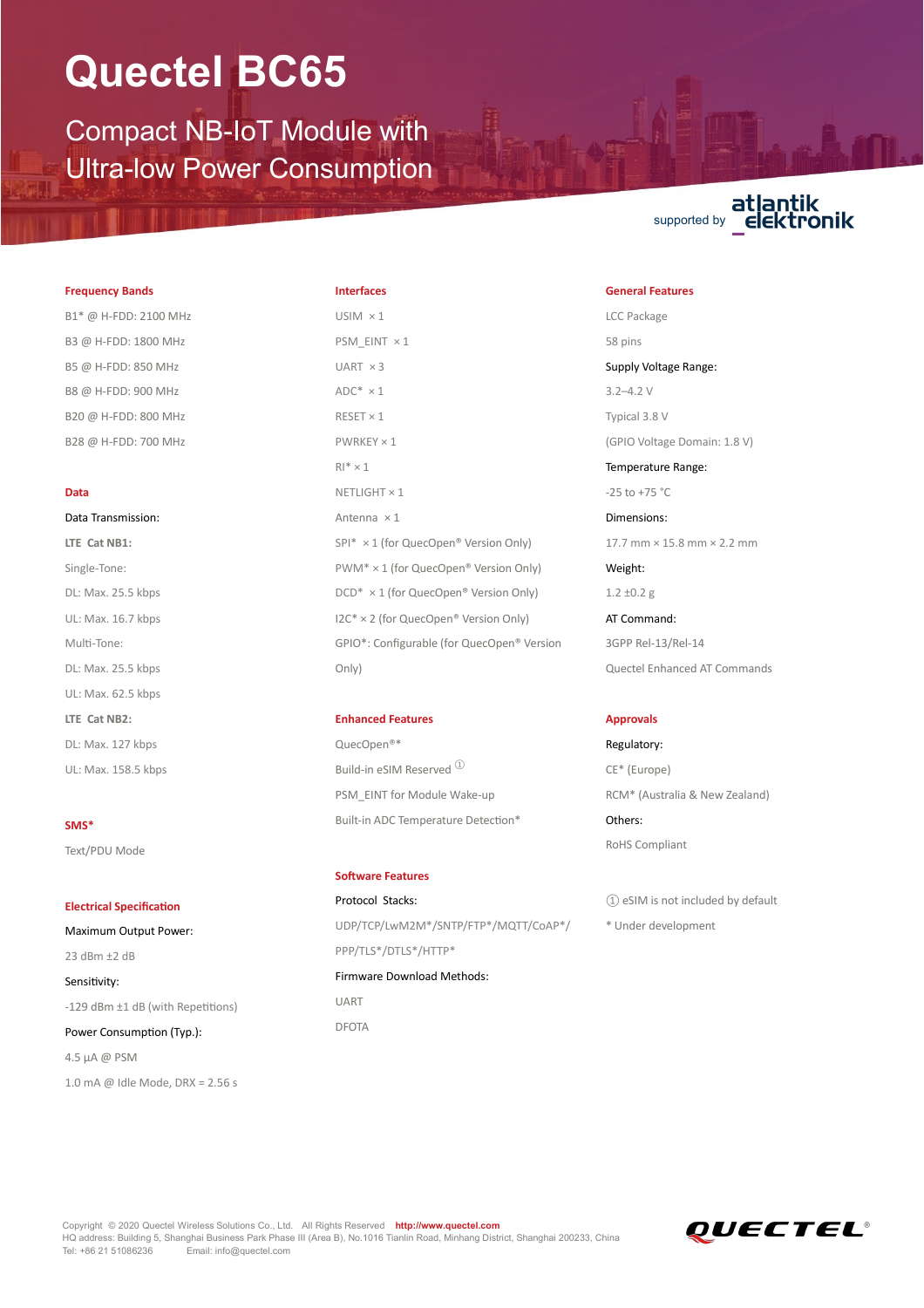# Quectel BC65

## Compact NB-IoT Module with Ultra-low Power Consumption

supported by atlantik elektronik

### Frequency Bands

B1* @ H-FDD: 2100 MHz

B3 @ H-FDD: 1800 MHz

B5 @ H-FDD: 850 MHz

B8 @ H-FDD: 900 MHz

B20 @ H-FDD: 800 MHz

B28 @ H-FDD: 700 MHz

### Data

Data Transmission:

**LTE Cat NB1:**

Single-Tone:

DL: Max. 25.5 kbps

UL: Max. 16.7 kbps

Multi-Tone:

DL: Max. 25.5 kbps

UL: Max. 62.5 kbps

**LTE Cat NB2:**

DL: Max. 127 kbps

UL: Max. 158.5 kbps

### SMS*

Text/PDU Mode

### Electrical Specification

Maximum Output Power:

23 dBm ±2 dB

Sensitivity:

-129 dBm ±1 dB (with Repetitions)

Power Consumption (Typ.):

4.5 µA @ PSM

1.0 mA @ Idle Mode, DRX = 2.56 s

### Interfaces

USIM × 1

PSM_EINT × 1

UART × 3

ADC* × 1

RESET × 1

PWRKEY × 1

RI* × 1

NETLIGHT × 1

Antenna × 1

SPI* × 1 (for QuecOpen® Version Only)

PWM* × 1 (for QuecOpen® Version Only)

DCD* × 1 (for QuecOpen® Version Only)

I2C* × 2 (for QuecOpen® Version Only)

GPIO*: Configurable (for QuecOpen® Version Only)

### Enhanced Features

QuecOpen®*

Build-in eSIM Reserved ①

PSM_EINT for Module Wake-up

Built-in ADC Temperature Detection*

### Software Features

Protocol Stacks:

UDP/TCP/LwM2M*/SNTP/FTP*/MQTT/CoAP*/PPP/TLS*/DTLS*/HTTP*

Firmware Download Methods:

UART

DFOTA

### General Features

LCC Package

58 pins

Supply Voltage Range:

3.2–4.2 V

Typical 3.8 V

(GPIO Voltage Domain: 1.8 V)

Temperature Range:

-25 to +75 °C

Dimensions:

17.7 mm × 15.8 mm × 2.2 mm

Weight:

1.2 ±0.2 g

AT Command:

3GPP Rel-13/Rel-14

Quectel Enhanced AT Commands

### Approvals

Regulatory:

CE* (Europe)

RCM* (Australia & New Zealand)

Others:

RoHS Compliant

① eSIM is not included by default

\* Under development

Copyright © 2020 Quectel Wireless Solutions Co., Ltd. All Rights Reserved http://www.quectel.com
HQ address: Building 5, Shanghai Business Park Phase III (Area B), No.1016 Tianlin Road, Minhang District, Shanghai 200233, China
Tel: +86 21 51086236 Email: info@quectel.com

QUECTEL®